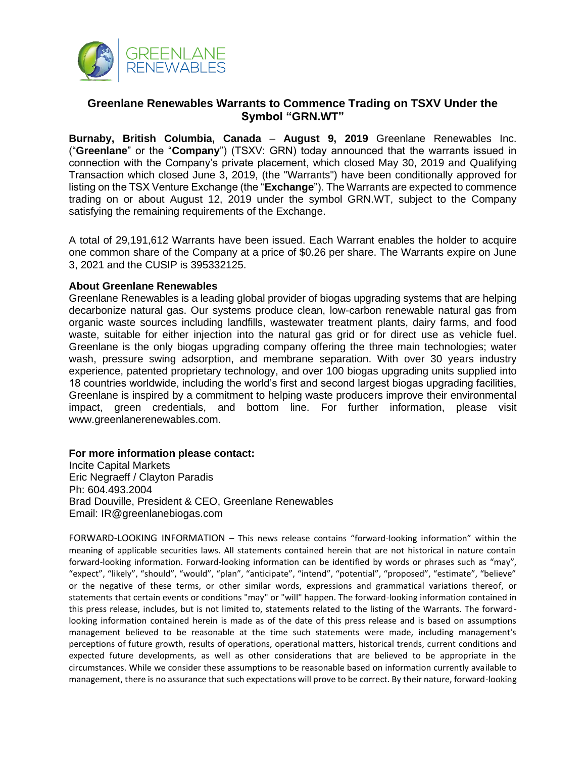# Greenlane Renewables Warrants to Commence Trading on TSXV Under the Symbol "GRN.WT"

**Burnaby, British Columbia, Canada** – **August 9, 2019** Greenlane Renewables Inc. ("**Greenlane**" or the "**Company**") (TSXV: GRN) today announced that the warrants issued in connection with the Company's private placement, which closed May 30, 2019 and Qualifying Transaction which closed June 3, 2019, (the "Warrants") have been conditionally approved for listing on the TSX Venture Exchange (the "**Exchange**"). The Warrants are expected to commence trading on or about August 12, 2019 under the symbol GRN.WT, subject to the Company satisfying the remaining requirements of the Exchange.

A total of 29,191,612 Warrants have been issued. Each Warrant enables the holder to acquire one common share of the Company at a price of $0.26 per share. The Warrants expire on June 3, 2021 and the CUSIP is 395332125.

**About Greenlane Renewables**

Greenlane Renewables is a leading global provider of biogas upgrading systems that are helping decarbonize natural gas. Our systems produce clean, low-carbon renewable natural gas from organic waste sources including landfills, wastewater treatment plants, dairy farms, and food waste, suitable for either injection into the natural gas grid or for direct use as vehicle fuel. Greenlane is the only biogas upgrading company offering the three main technologies; water wash, pressure swing adsorption, and membrane separation. With over 30 years industry experience, patented proprietary technology, and over 100 biogas upgrading units supplied into 18 countries worldwide, including the world's first and second largest biogas upgrading facilities, Greenlane is inspired by a commitment to helping waste producers improve their environmental impact, green credentials, and bottom line. For further information, please visit www.greenlanerenewables.com.

**For more information please contact:**

Incite Capital Markets
Eric Negraeff / Clayton Paradis
Ph: 604.493.2004
Brad Douville, President & CEO, Greenlane Renewables
Email: IR@greenlanebiogas.com

FORWARD-LOOKING INFORMATION – This news release contains "forward-looking information" within the meaning of applicable securities laws. All statements contained herein that are not historical in nature contain forward-looking information. Forward-looking information can be identified by words or phrases such as "may", "expect", "likely", "should", "would", "plan", "anticipate", "intend", "potential", "proposed", "estimate", "believe" or the negative of these terms, or other similar words, expressions and grammatical variations thereof, or statements that certain events or conditions "may" or "will" happen. The forward-looking information contained in this press release, includes, but is not limited to, statements related to the listing of the Warrants. The forward-looking information contained herein is made as of the date of this press release and is based on assumptions management believed to be reasonable at the time such statements were made, including management's perceptions of future growth, results of operations, operational matters, historical trends, current conditions and expected future developments, as well as other considerations that are believed to be appropriate in the circumstances. While we consider these assumptions to be reasonable based on information currently available to management, there is no assurance that such expectations will prove to be correct. By their nature, forward-looking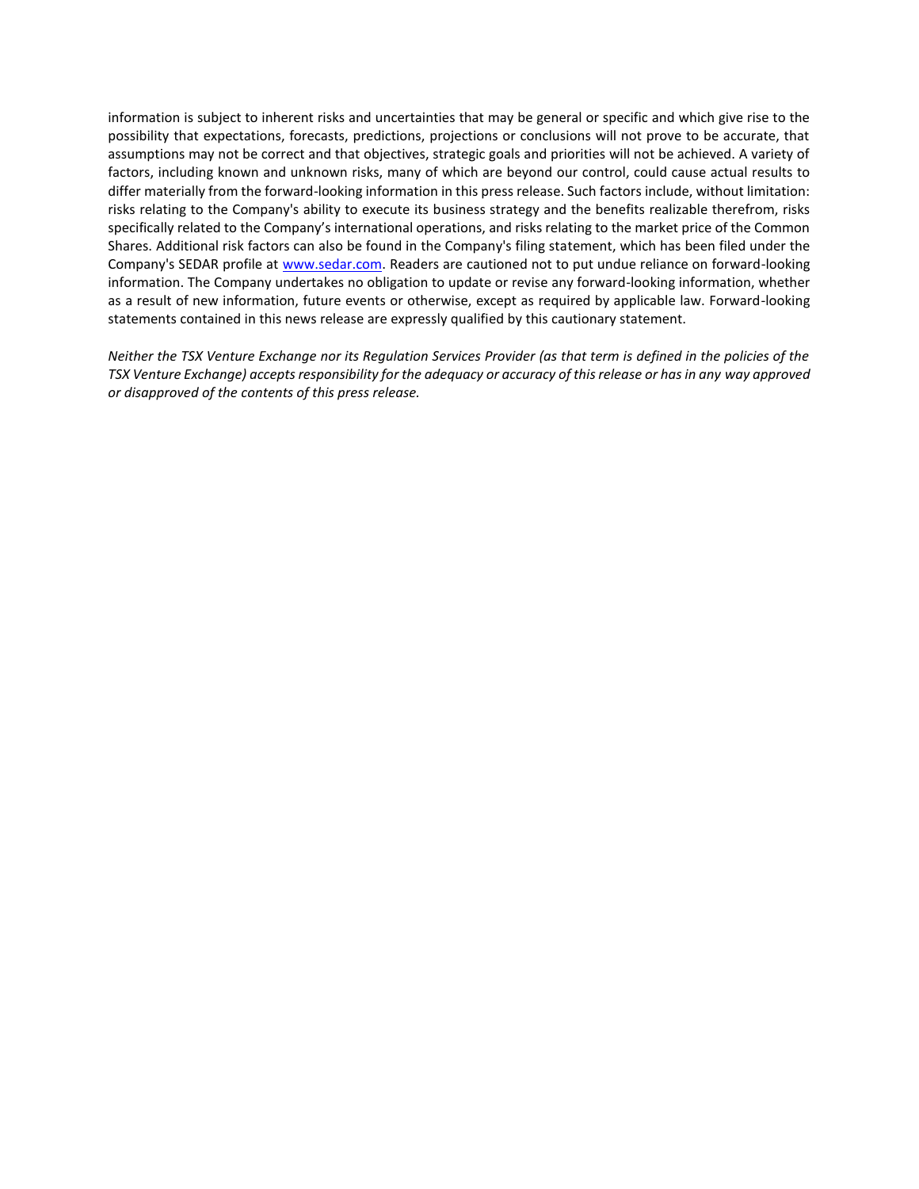information is subject to inherent risks and uncertainties that may be general or specific and which give rise to the possibility that expectations, forecasts, predictions, projections or conclusions will not prove to be accurate, that assumptions may not be correct and that objectives, strategic goals and priorities will not be achieved. A variety of factors, including known and unknown risks, many of which are beyond our control, could cause actual results to differ materially from the forward-looking information in this press release. Such factors include, without limitation: risks relating to the Company's ability to execute its business strategy and the benefits realizable therefrom, risks specifically related to the Company's international operations, and risks relating to the market price of the Common Shares. Additional risk factors can also be found in the Company's filing statement, which has been filed under the Company's SEDAR profile at [www.sedar.com](http://www.sedar.com). Readers are cautioned not to put undue reliance on forward-looking information. The Company undertakes no obligation to update or revise any forward-looking information, whether as a result of new information, future events or otherwise, except as required by applicable law. Forward-looking statements contained in this news release are expressly qualified by this cautionary statement.

*Neither the TSX Venture Exchange nor its Regulation Services Provider (as that term is defined in the policies of the TSX Venture Exchange) accepts responsibility for the adequacy or accuracy of this release or has in any way approved or disapproved of the contents of this press release.*